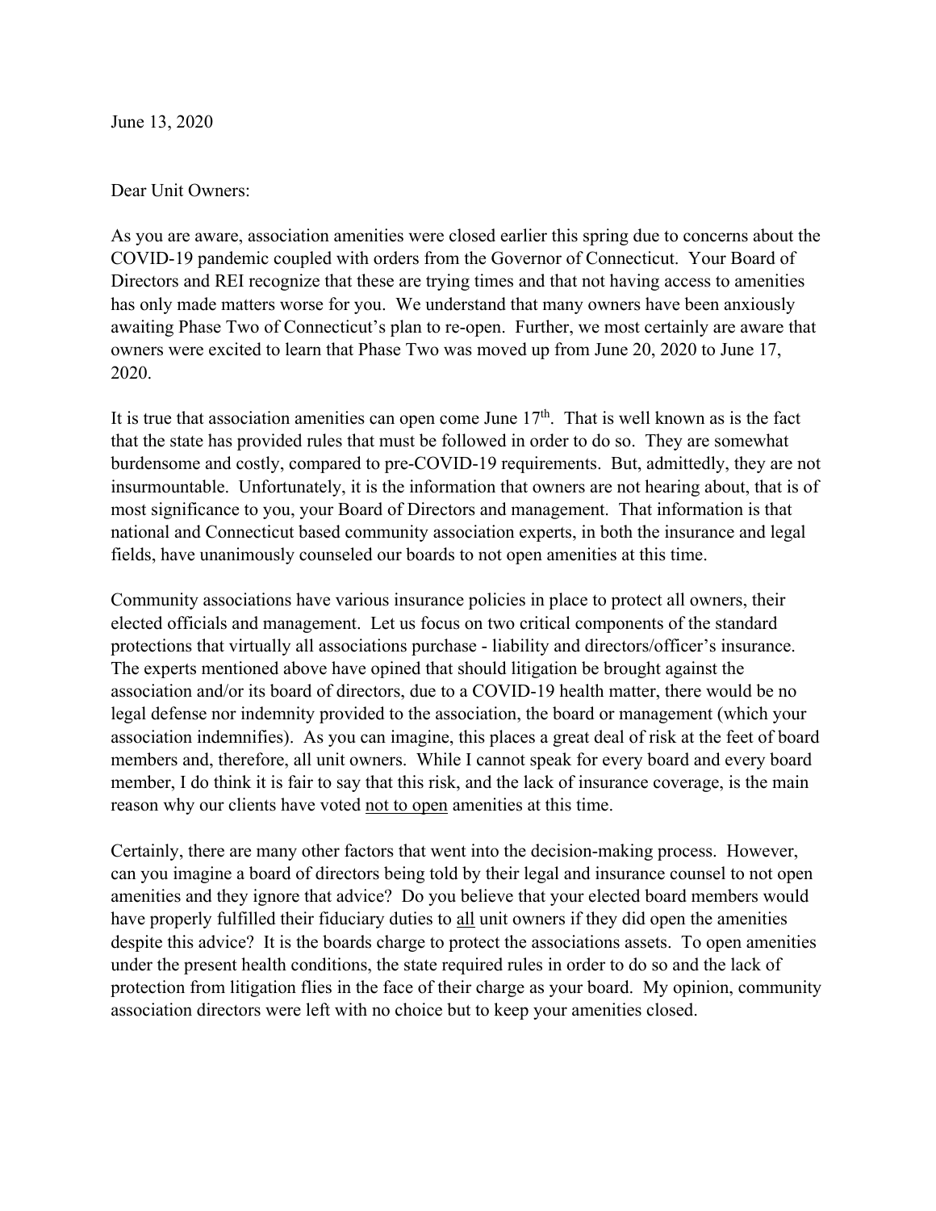June 13, 2020

Dear Unit Owners:

As you are aware, association amenities were closed earlier this spring due to concerns about the COVID-19 pandemic coupled with orders from the Governor of Connecticut. Your Board of Directors and REI recognize that these are trying times and that not having access to amenities has only made matters worse for you. We understand that many owners have been anxiously awaiting Phase Two of Connecticut's plan to re-open. Further, we most certainly are aware that owners were excited to learn that Phase Two was moved up from June 20, 2020 to June 17, 2020.

It is true that association amenities can open come June 17th. That is well known as is the fact that the state has provided rules that must be followed in order to do so. They are somewhat burdensome and costly, compared to pre-COVID-19 requirements. But, admittedly, they are not insurmountable. Unfortunately, it is the information that owners are not hearing about, that is of most significance to you, your Board of Directors and management. That information is that national and Connecticut based community association experts, in both the insurance and legal fields, have unanimously counseled our boards to not open amenities at this time.

Community associations have various insurance policies in place to protect all owners, their elected officials and management. Let us focus on two critical components of the standard protections that virtually all associations purchase - liability and directors/officer's insurance. The experts mentioned above have opined that should litigation be brought against the association and/or its board of directors, due to a COVID-19 health matter, there would be no legal defense nor indemnity provided to the association, the board or management (which your association indemnifies). As you can imagine, this places a great deal of risk at the feet of board members and, therefore, all unit owners. While I cannot speak for every board and every board member, I do think it is fair to say that this risk, and the lack of insurance coverage, is the main reason why our clients have voted <u>not to open</u> amenities at this time.

Certainly, there are many other factors that went into the decision-making process. However, can you imagine a board of directors being told by their legal and insurance counsel to not open amenities and they ignore that advice? Do you believe that your elected board members would have properly fulfilled their fiduciary duties to <u>all</u> unit owners if they did open the amenities despite this advice? It is the boards charge to protect the associations assets. To open amenities under the present health conditions, the state required rules in order to do so and the lack of protection from litigation flies in the face of their charge as your board. My opinion, community association directors were left with no choice but to keep your amenities closed.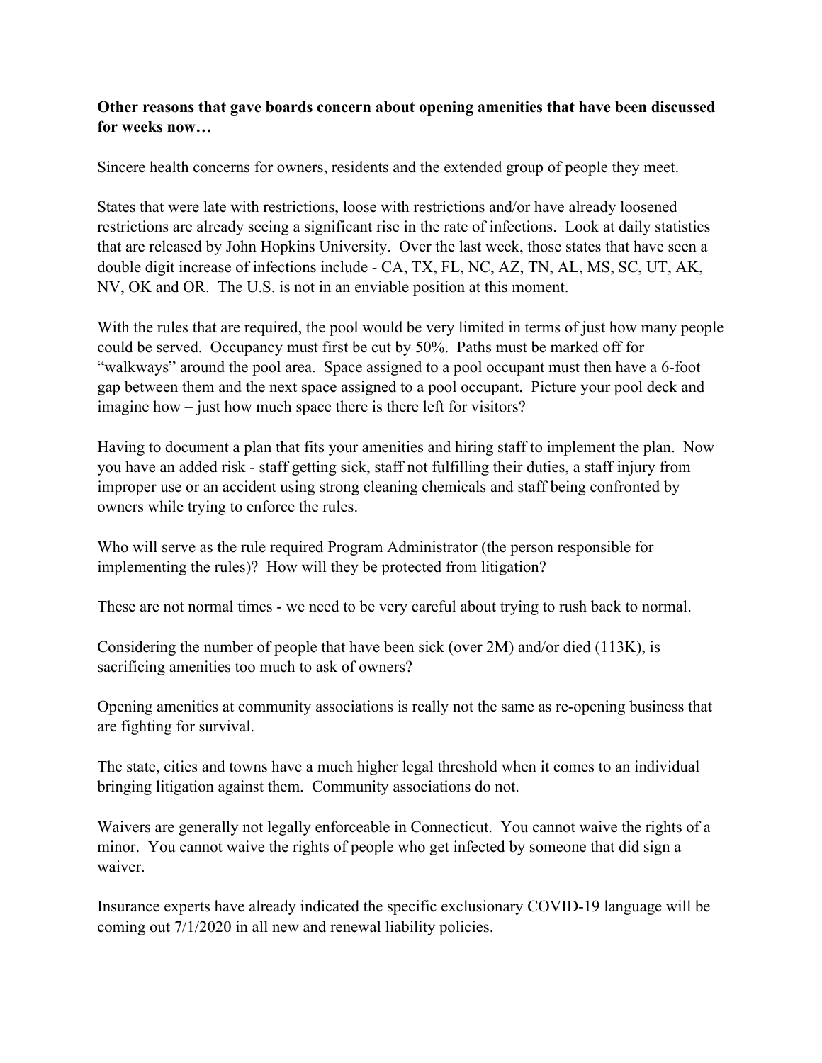**Other reasons that gave boards concern about opening amenities that have been discussed for weeks now…**

Sincere health concerns for owners, residents and the extended group of people they meet.

States that were late with restrictions, loose with restrictions and/or have already loosened restrictions are already seeing a significant rise in the rate of infections. Look at daily statistics that are released by John Hopkins University. Over the last week, those states that have seen a double digit increase of infections include - CA, TX, FL, NC, AZ, TN, AL, MS, SC, UT, AK, NV, OK and OR. The U.S. is not in an enviable position at this moment.

With the rules that are required, the pool would be very limited in terms of just how many people could be served. Occupancy must first be cut by 50%. Paths must be marked off for "walkways" around the pool area. Space assigned to a pool occupant must then have a 6-foot gap between them and the next space assigned to a pool occupant. Picture your pool deck and imagine how – just how much space there is there left for visitors?

Having to document a plan that fits your amenities and hiring staff to implement the plan. Now you have an added risk - staff getting sick, staff not fulfilling their duties, a staff injury from improper use or an accident using strong cleaning chemicals and staff being confronted by owners while trying to enforce the rules.

Who will serve as the rule required Program Administrator (the person responsible for implementing the rules)? How will they be protected from litigation?

These are not normal times - we need to be very careful about trying to rush back to normal.

Considering the number of people that have been sick (over 2M) and/or died (113K), is sacrificing amenities too much to ask of owners?

Opening amenities at community associations is really not the same as re-opening business that are fighting for survival.

The state, cities and towns have a much higher legal threshold when it comes to an individual bringing litigation against them. Community associations do not.

Waivers are generally not legally enforceable in Connecticut. You cannot waive the rights of a minor. You cannot waive the rights of people who get infected by someone that did sign a waiver.

Insurance experts have already indicated the specific exclusionary COVID-19 language will be coming out 7/1/2020 in all new and renewal liability policies.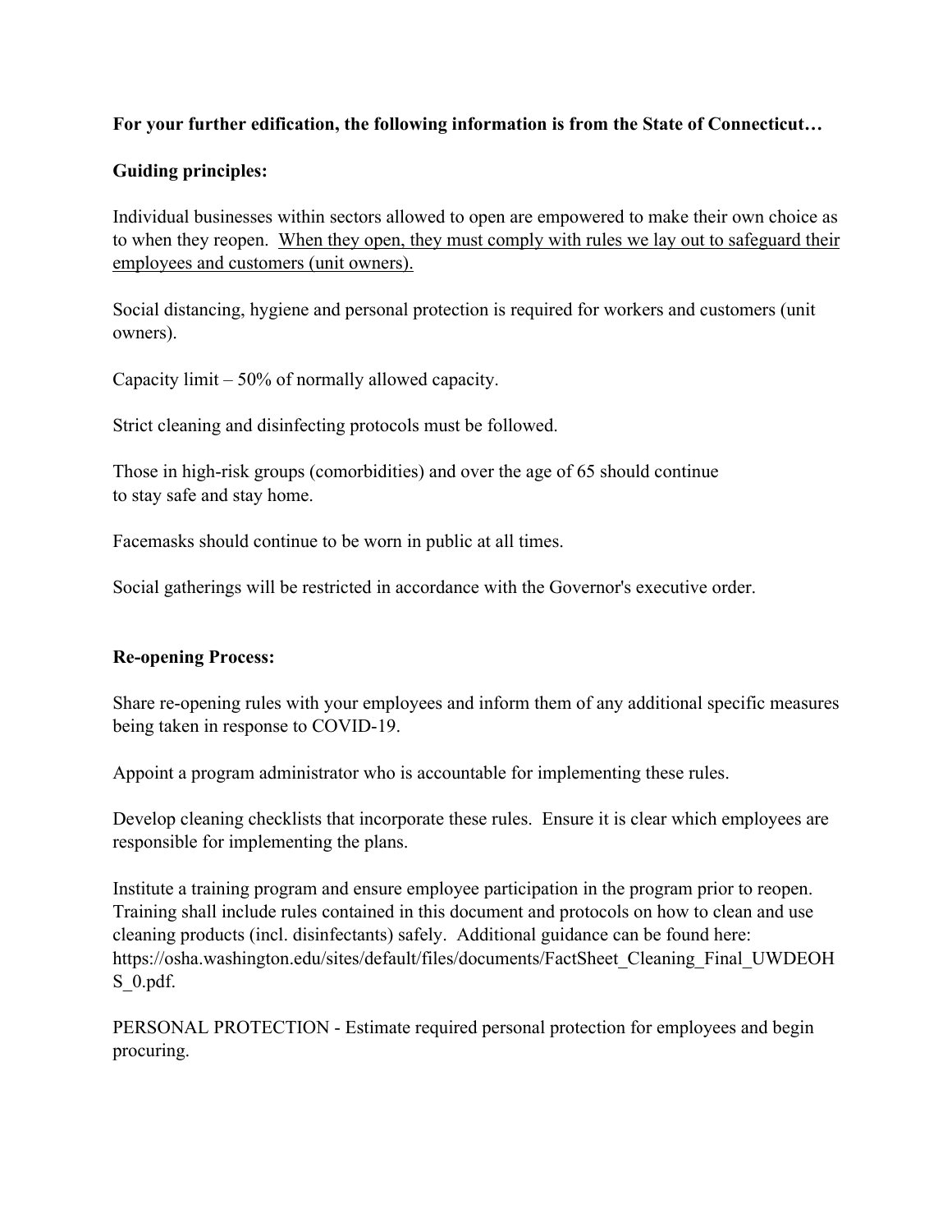**For your further edification, the following information is from the State of Connecticut…**

**Guiding principles:**

Individual businesses within sectors allowed to open are empowered to make their own choice as to when they reopen. <u>When they open, they must comply with rules we lay out to safeguard their employees and customers (unit owners).</u>

Social distancing, hygiene and personal protection is required for workers and customers (unit owners).

Capacity limit – 50% of normally allowed capacity.

Strict cleaning and disinfecting protocols must be followed.

Those in high-risk groups (comorbidities) and over the age of 65 should continue to stay safe and stay home.

Facemasks should continue to be worn in public at all times.

Social gatherings will be restricted in accordance with the Governor's executive order.

**Re-opening Process:**

Share re-opening rules with your employees and inform them of any additional specific measures being taken in response to COVID-19.

Appoint a program administrator who is accountable for implementing these rules.

Develop cleaning checklists that incorporate these rules. Ensure it is clear which employees are responsible for implementing the plans.

Institute a training program and ensure employee participation in the program prior to reopen. Training shall include rules contained in this document and protocols on how to clean and use cleaning products (incl. disinfectants) safely. Additional guidance can be found here: https://osha.washington.edu/sites/default/files/documents/FactSheet_Cleaning_Final_UWDEOHS_0.pdf.

PERSONAL PROTECTION - Estimate required personal protection for employees and begin procuring.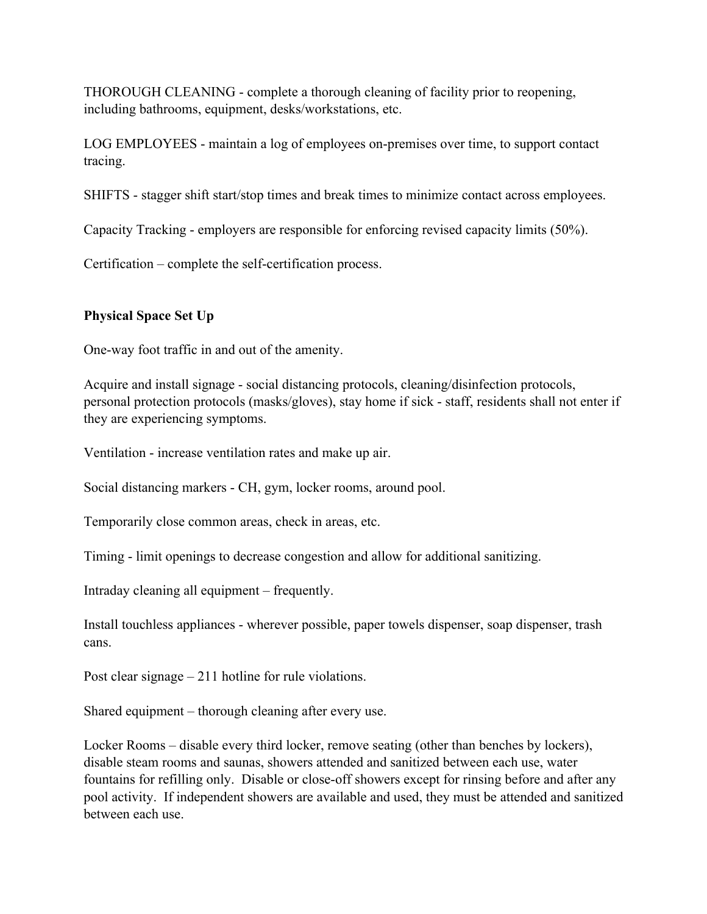THOROUGH CLEANING - complete a thorough cleaning of facility prior to reopening, including bathrooms, equipment, desks/workstations, etc.

LOG EMPLOYEES - maintain a log of employees on-premises over time, to support contact tracing.

SHIFTS - stagger shift start/stop times and break times to minimize contact across employees.

Capacity Tracking - employers are responsible for enforcing revised capacity limits (50%).

Certification – complete the self-certification process.

**Physical Space Set Up**

One-way foot traffic in and out of the amenity.

Acquire and install signage - social distancing protocols, cleaning/disinfection protocols, personal protection protocols (masks/gloves), stay home if sick - staff, residents shall not enter if they are experiencing symptoms.

Ventilation - increase ventilation rates and make up air.

Social distancing markers - CH, gym, locker rooms, around pool.

Temporarily close common areas, check in areas, etc.

Timing - limit openings to decrease congestion and allow for additional sanitizing.

Intraday cleaning all equipment – frequently.

Install touchless appliances - wherever possible, paper towels dispenser, soap dispenser, trash cans.

Post clear signage – 211 hotline for rule violations.

Shared equipment – thorough cleaning after every use.

Locker Rooms – disable every third locker, remove seating (other than benches by lockers), disable steam rooms and saunas, showers attended and sanitized between each use, water fountains for refilling only. Disable or close-off showers except for rinsing before and after any pool activity. If independent showers are available and used, they must be attended and sanitized between each use.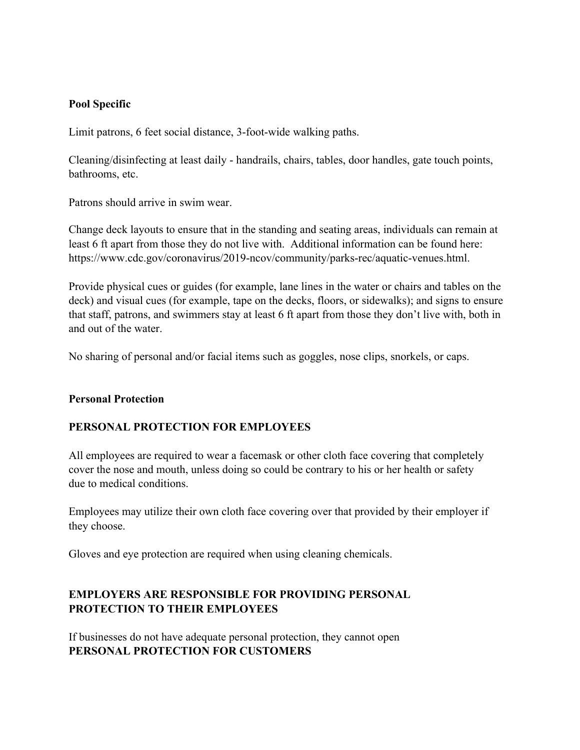**Pool Specific**

Limit patrons, 6 feet social distance, 3-foot-wide walking paths.

Cleaning/disinfecting at least daily - handrails, chairs, tables, door handles, gate touch points, bathrooms, etc.

Patrons should arrive in swim wear.

Change deck layouts to ensure that in the standing and seating areas, individuals can remain at least 6 ft apart from those they do not live with. Additional information can be found here: https://www.cdc.gov/coronavirus/2019-ncov/community/parks-rec/aquatic-venues.html.

Provide physical cues or guides (for example, lane lines in the water or chairs and tables on the deck) and visual cues (for example, tape on the decks, floors, or sidewalks); and signs to ensure that staff, patrons, and swimmers stay at least 6 ft apart from those they don't live with, both in and out of the water.

No sharing of personal and/or facial items such as goggles, nose clips, snorkels, or caps.

**Personal Protection**

**PERSONAL PROTECTION FOR EMPLOYEES**

All employees are required to wear a facemask or other cloth face covering that completely cover the nose and mouth, unless doing so could be contrary to his or her health or safety due to medical conditions.

Employees may utilize their own cloth face covering over that provided by their employer if they choose.

Gloves and eye protection are required when using cleaning chemicals.

**EMPLOYERS ARE RESPONSIBLE FOR PROVIDING PERSONAL PROTECTION TO THEIR EMPLOYEES**

If businesses do not have adequate personal protection, they cannot open

**PERSONAL PROTECTION FOR CUSTOMERS**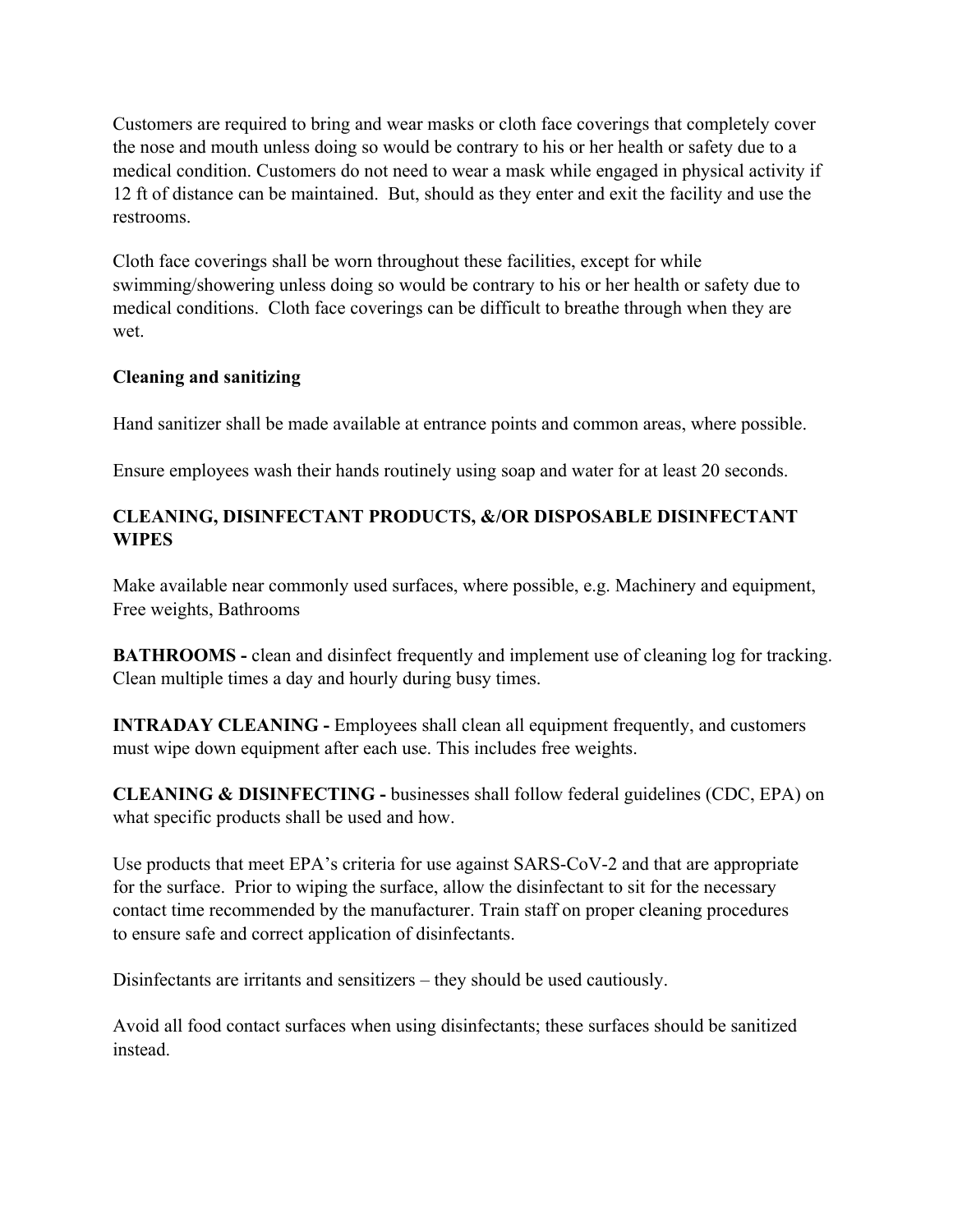Customers are required to bring and wear masks or cloth face coverings that completely cover the nose and mouth unless doing so would be contrary to his or her health or safety due to a medical condition. Customers do not need to wear a mask while engaged in physical activity if 12 ft of distance can be maintained. But, should as they enter and exit the facility and use the restrooms.

Cloth face coverings shall be worn throughout these facilities, except for while swimming/showering unless doing so would be contrary to his or her health or safety due to medical conditions. Cloth face coverings can be difficult to breathe through when they are wet.

**Cleaning and sanitizing**

Hand sanitizer shall be made available at entrance points and common areas, where possible.

Ensure employees wash their hands routinely using soap and water for at least 20 seconds.

**CLEANING, DISINFECTANT PRODUCTS, &/OR DISPOSABLE DISINFECTANT WIPES**

Make available near commonly used surfaces, where possible, e.g. Machinery and equipment, Free weights, Bathrooms

**BATHROOMS -** clean and disinfect frequently and implement use of cleaning log for tracking. Clean multiple times a day and hourly during busy times.

**INTRADAY CLEANING -** Employees shall clean all equipment frequently, and customers must wipe down equipment after each use. This includes free weights.

**CLEANING & DISINFECTING -** businesses shall follow federal guidelines (CDC, EPA) on what specific products shall be used and how.

Use products that meet EPA's criteria for use against SARS-CoV-2 and that are appropriate for the surface. Prior to wiping the surface, allow the disinfectant to sit for the necessary contact time recommended by the manufacturer. Train staff on proper cleaning procedures to ensure safe and correct application of disinfectants.

Disinfectants are irritants and sensitizers – they should be used cautiously.

Avoid all food contact surfaces when using disinfectants; these surfaces should be sanitized instead.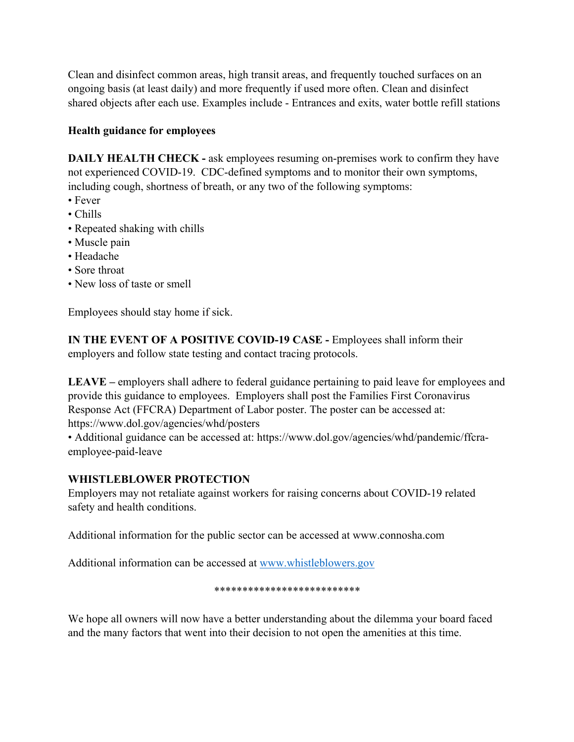Clean and disinfect common areas, high transit areas, and frequently touched surfaces on an ongoing basis (at least daily) and more frequently if used more often. Clean and disinfect shared objects after each use. Examples include - Entrances and exits, water bottle refill stations

**Health guidance for employees**

**DAILY HEALTH CHECK -** ask employees resuming on-premises work to confirm they have not experienced COVID-19. CDC-defined symptoms and to monitor their own symptoms, including cough, shortness of breath, or any two of the following symptoms:

- Fever
- Chills
- Repeated shaking with chills
- Muscle pain
- Headache
- Sore throat
- New loss of taste or smell

Employees should stay home if sick.

**IN THE EVENT OF A POSITIVE COVID-19 CASE -** Employees shall inform their employers and follow state testing and contact tracing protocols.

**LEAVE –** employers shall adhere to federal guidance pertaining to paid leave for employees and provide this guidance to employees. Employers shall post the Families First Coronavirus Response Act (FFCRA) Department of Labor poster. The poster can be accessed at: https://www.dol.gov/agencies/whd/posters

- Additional guidance can be accessed at: https://www.dol.gov/agencies/whd/pandemic/ffcra-employee-paid-leave

**WHISTLEBLOWER PROTECTION**

Employers may not retaliate against workers for raising concerns about COVID-19 related safety and health conditions.

Additional information for the public sector can be accessed at www.connosha.com

Additional information can be accessed at www.whistleblowers.gov

*************************

We hope all owners will now have a better understanding about the dilemma your board faced and the many factors that went into their decision to not open the amenities at this time.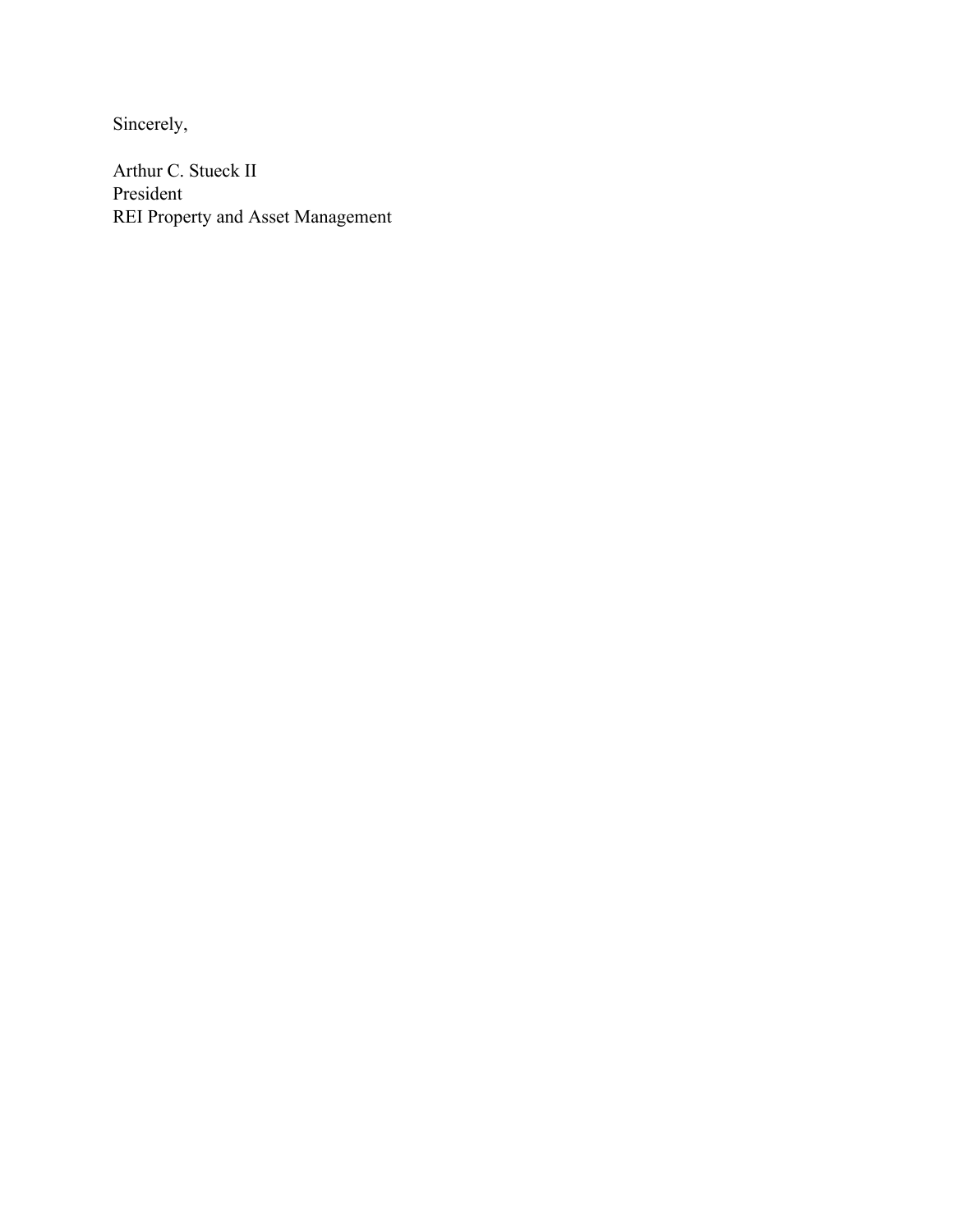Sincerely,

Arthur C. Stueck II  
President  
REI Property and Asset Management